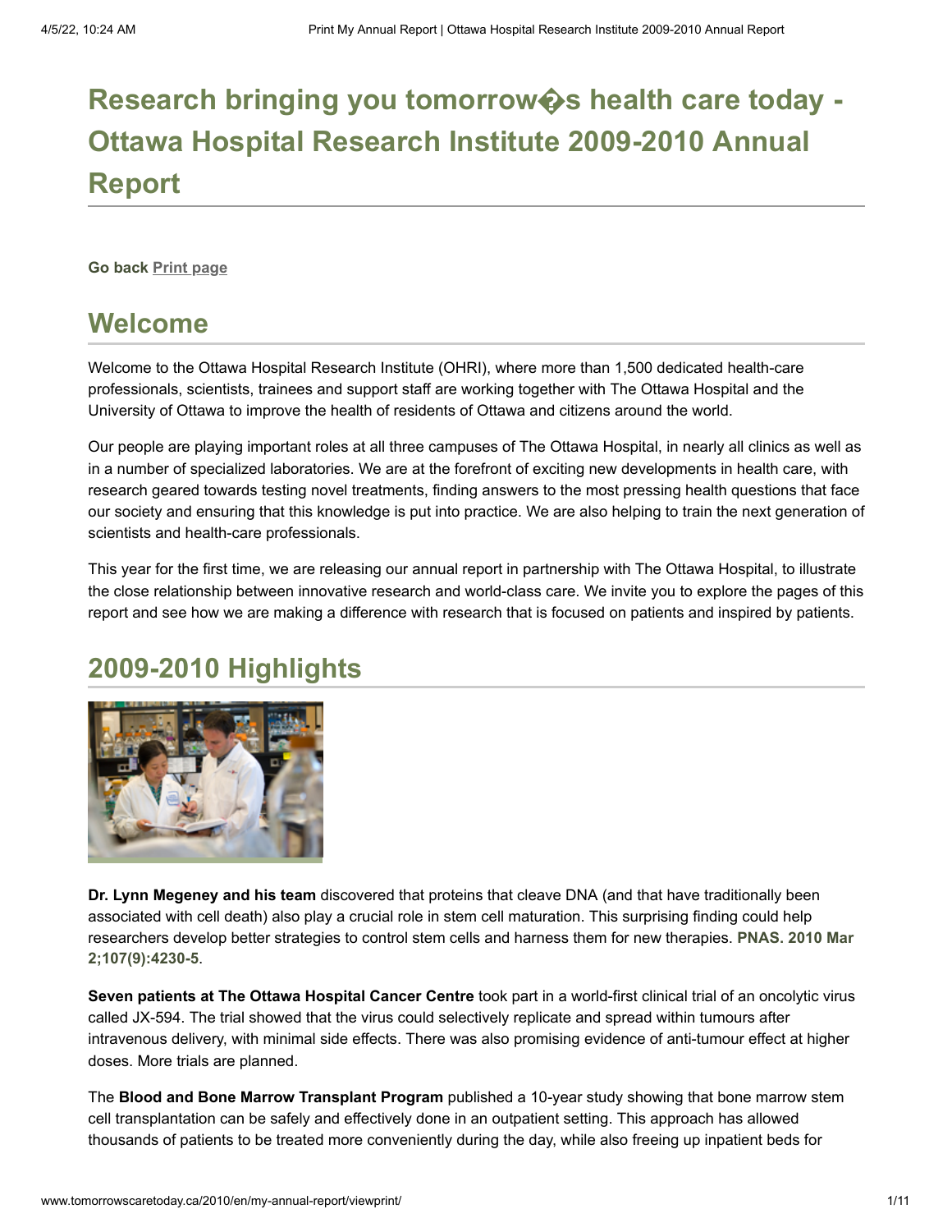# Research bringing you tomorrow�s health care today - Ottawa Hospital Research Institute 2009-2010 Annual Report

**Go back** Print page

## Welcome

Welcome to the Ottawa Hospital Research Institute (OHRI), where more than 1,500 dedicated health-care professionals, scientists, trainees and support staff are working together with The Ottawa Hospital and the University of Ottawa to improve the health of residents of Ottawa and citizens around the world.

Our people are playing important roles at all three campuses of The Ottawa Hospital, in nearly all clinics as well as in a number of specialized laboratories. We are at the forefront of exciting new developments in health care, with research geared towards testing novel treatments, finding answers to the most pressing health questions that face our society and ensuring that this knowledge is put into practice. We are also helping to train the next generation of scientists and health-care professionals.

This year for the first time, we are releasing our annual report in partnership with The Ottawa Hospital, to illustrate the close relationship between innovative research and world-class care. We invite you to explore the pages of this report and see how we are making a difference with research that is focused on patients and inspired by patients.

## 2009-2010 Highlights

**Dr. Lynn Megeney and his team** discovered that proteins that cleave DNA (and that have traditionally been associated with cell death) also play a crucial role in stem cell maturation. This surprising finding could help researchers develop better strategies to control stem cells and harness them for new therapies. **PNAS. 2010 Mar 2;107(9):4230-5**.

**Seven patients at The Ottawa Hospital Cancer Centre** took part in a world-first clinical trial of an oncolytic virus called JX-594. The trial showed that the virus could selectively replicate and spread within tumours after intravenous delivery, with minimal side effects. There was also promising evidence of anti-tumour effect at higher doses. More trials are planned.

The **Blood and Bone Marrow Transplant Program** published a 10-year study showing that bone marrow stem cell transplantation can be safely and effectively done in an outpatient setting. This approach has allowed thousands of patients to be treated more conveniently during the day, while also freeing up inpatient beds for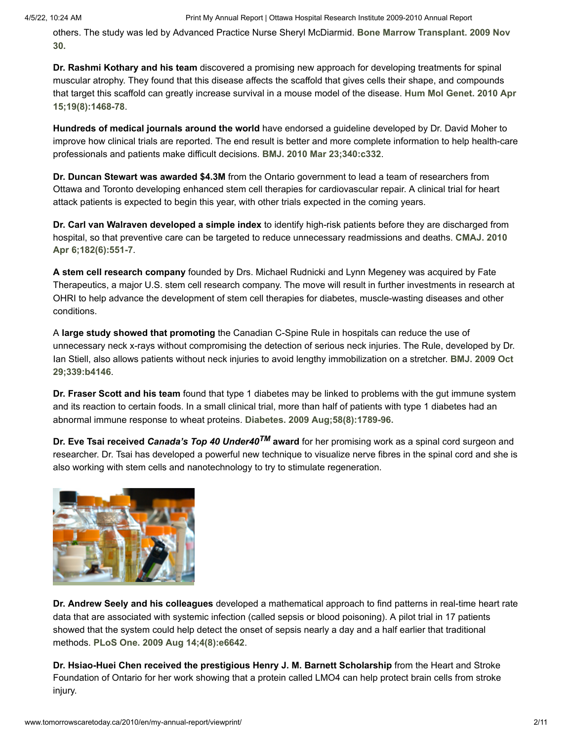others. The study was led by Advanced Practice Nurse Sheryl McDiarmid. **Bone Marrow Transplant. 2009 Nov 30.**

**Dr. Rashmi Kothary and his team** discovered a promising new approach for developing treatments for spinal muscular atrophy. They found that this disease affects the scaffold that gives cells their shape, and compounds that target this scaffold can greatly increase survival in a mouse model of the disease. **Hum Mol Genet. 2010 Apr 15;19(8):1468-78**.

**Hundreds of medical journals around the world** have endorsed a guideline developed by Dr. David Moher to improve how clinical trials are reported. The end result is better and more complete information to help health-care professionals and patients make difficult decisions. **BMJ. 2010 Mar 23;340:c332**.

**Dr. Duncan Stewart was awarded $4.3M** from the Ontario government to lead a team of researchers from Ottawa and Toronto developing enhanced stem cell therapies for cardiovascular repair. A clinical trial for heart attack patients is expected to begin this year, with other trials expected in the coming years.

**Dr. Carl van Walraven developed a simple index** to identify high-risk patients before they are discharged from hospital, so that preventive care can be targeted to reduce unnecessary readmissions and deaths. **CMAJ. 2010 Apr 6;182(6):551-7**.

**A stem cell research company** founded by Drs. Michael Rudnicki and Lynn Megeney was acquired by Fate Therapeutics, a major U.S. stem cell research company. The move will result in further investments in research at OHRI to help advance the development of stem cell therapies for diabetes, muscle-wasting diseases and other conditions.

A **large study showed that promoting** the Canadian C-Spine Rule in hospitals can reduce the use of unnecessary neck x-rays without compromising the detection of serious neck injuries. The Rule, developed by Dr. Ian Stiell, also allows patients without neck injuries to avoid lengthy immobilization on a stretcher. **BMJ. 2009 Oct 29;339:b4146**.

**Dr. Fraser Scott and his team** found that type 1 diabetes may be linked to problems with the gut immune system and its reaction to certain foods. In a small clinical trial, more than half of patients with type 1 diabetes had an abnormal immune response to wheat proteins. **Diabetes. 2009 Aug;58(8):1789-96.**

**Dr. Eve Tsai received *Canada's Top 40 Under40™* award** for her promising work as a spinal cord surgeon and researcher. Dr. Tsai has developed a powerful new technique to visualize nerve fibres in the spinal cord and she is also working with stem cells and nanotechnology to try to stimulate regeneration.

**Dr. Andrew Seely and his colleagues** developed a mathematical approach to find patterns in real-time heart rate data that are associated with systemic infection (called sepsis or blood poisoning). A pilot trial in 17 patients showed that the system could help detect the onset of sepsis nearly a day and a half earlier that traditional methods. **PLoS One. 2009 Aug 14;4(8):e6642**.

**Dr. Hsiao-Huei Chen received the prestigious Henry J. M. Barnett Scholarship** from the Heart and Stroke Foundation of Ontario for her work showing that a protein called LMO4 can help protect brain cells from stroke injury.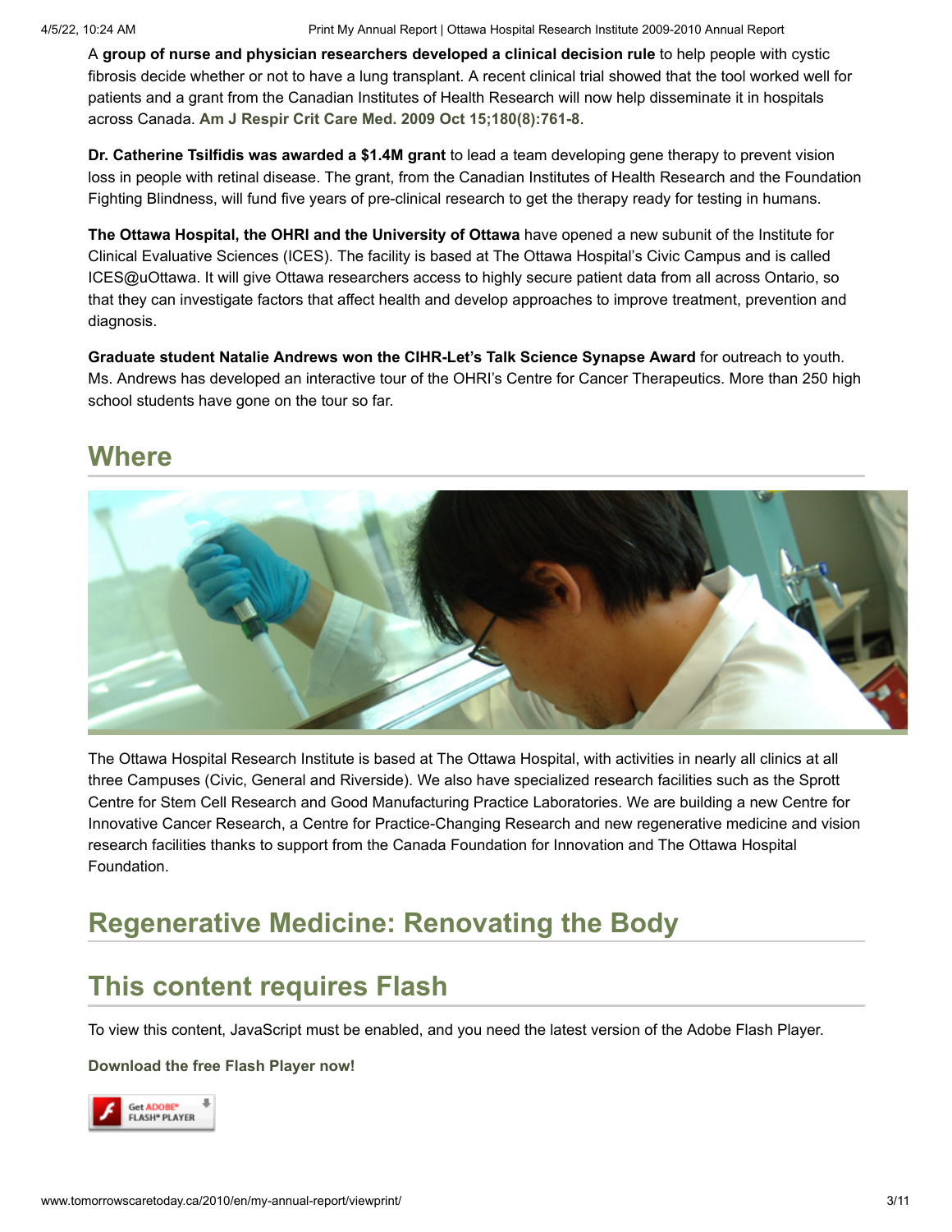A **group of nurse and physician researchers developed a clinical decision rule** to help people with cystic fibrosis decide whether or not to have a lung transplant. A recent clinical trial showed that the tool worked well for patients and a grant from the Canadian Institutes of Health Research will now help disseminate it in hospitals across Canada. **Am J Respir Crit Care Med. 2009 Oct 15;180(8):761-8**.

**Dr. Catherine Tsilfidis was awarded a $1.4M grant** to lead a team developing gene therapy to prevent vision loss in people with retinal disease. The grant, from the Canadian Institutes of Health Research and the Foundation Fighting Blindness, will fund five years of pre-clinical research to get the therapy ready for testing in humans.

**The Ottawa Hospital, the OHRI and the University of Ottawa** have opened a new subunit of the Institute for Clinical Evaluative Sciences (ICES). The facility is based at The Ottawa Hospital's Civic Campus and is called ICES@uOttawa. It will give Ottawa researchers access to highly secure patient data from all across Ontario, so that they can investigate factors that affect health and develop approaches to improve treatment, prevention and diagnosis.

**Graduate student Natalie Andrews won the CIHR-Let's Talk Science Synapse Award** for outreach to youth. Ms. Andrews has developed an interactive tour of the OHRI's Centre for Cancer Therapeutics. More than 250 high school students have gone on the tour so far.

## Where

The Ottawa Hospital Research Institute is based at The Ottawa Hospital, with activities in nearly all clinics at all three Campuses (Civic, General and Riverside). We also have specialized research facilities such as the Sprott Centre for Stem Cell Research and Good Manufacturing Practice Laboratories. We are building a new Centre for Innovative Cancer Research, a Centre for Practice-Changing Research and new regenerative medicine and vision research facilities thanks to support from the Canada Foundation for Innovation and The Ottawa Hospital Foundation.

## Regenerative Medicine: Renovating the Body

## This content requires Flash

To view this content, JavaScript must be enabled, and you need the latest version of the Adobe Flash Player.

**Download the free Flash Player now!**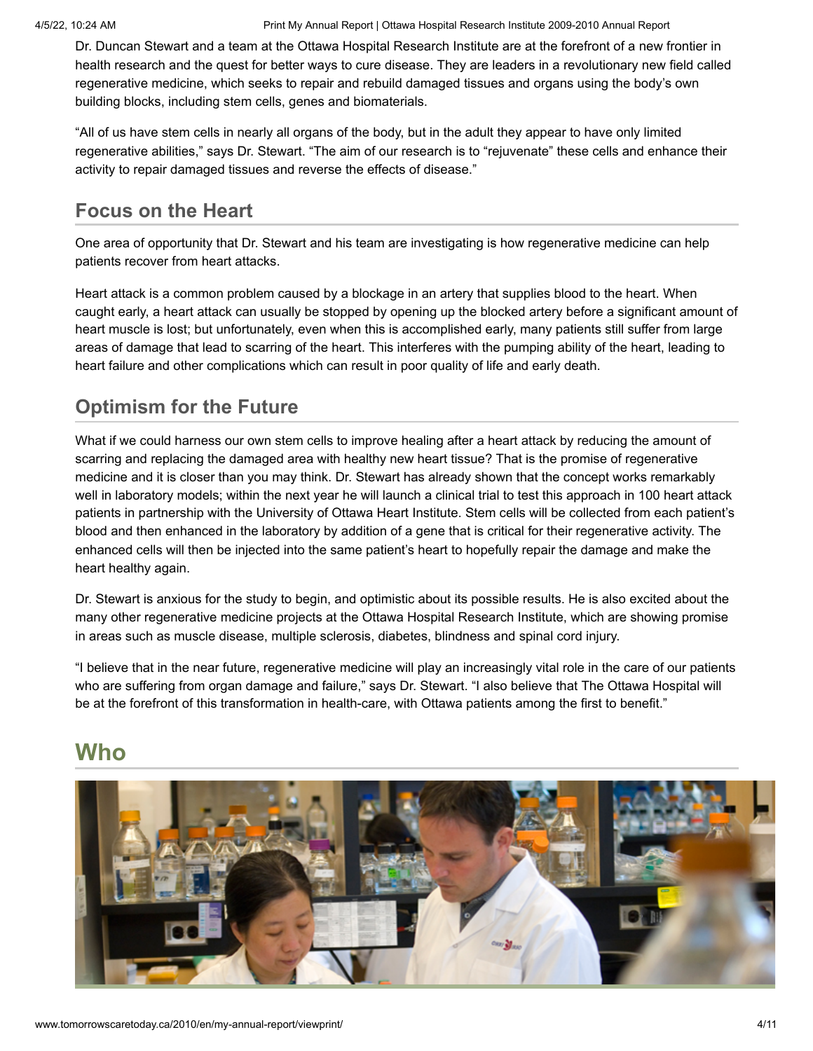Dr. Duncan Stewart and a team at the Ottawa Hospital Research Institute are at the forefront of a new frontier in health research and the quest for better ways to cure disease. They are leaders in a revolutionary new field called regenerative medicine, which seeks to repair and rebuild damaged tissues and organs using the body's own building blocks, including stem cells, genes and biomaterials.

"All of us have stem cells in nearly all organs of the body, but in the adult they appear to have only limited regenerative abilities," says Dr. Stewart. "The aim of our research is to "rejuvenate" these cells and enhance their activity to repair damaged tissues and reverse the effects of disease."

## Focus on the Heart

One area of opportunity that Dr. Stewart and his team are investigating is how regenerative medicine can help patients recover from heart attacks.

Heart attack is a common problem caused by a blockage in an artery that supplies blood to the heart. When caught early, a heart attack can usually be stopped by opening up the blocked artery before a significant amount of heart muscle is lost; but unfortunately, even when this is accomplished early, many patients still suffer from large areas of damage that lead to scarring of the heart. This interferes with the pumping ability of the heart, leading to heart failure and other complications which can result in poor quality of life and early death.

## Optimism for the Future

What if we could harness our own stem cells to improve healing after a heart attack by reducing the amount of scarring and replacing the damaged area with healthy new heart tissue? That is the promise of regenerative medicine and it is closer than you may think. Dr. Stewart has already shown that the concept works remarkably well in laboratory models; within the next year he will launch a clinical trial to test this approach in 100 heart attack patients in partnership with the University of Ottawa Heart Institute. Stem cells will be collected from each patient's blood and then enhanced in the laboratory by addition of a gene that is critical for their regenerative activity. The enhanced cells will then be injected into the same patient's heart to hopefully repair the damage and make the heart healthy again.

Dr. Stewart is anxious for the study to begin, and optimistic about its possible results. He is also excited about the many other regenerative medicine projects at the Ottawa Hospital Research Institute, which are showing promise in areas such as muscle disease, multiple sclerosis, diabetes, blindness and spinal cord injury.

"I believe that in the near future, regenerative medicine will play an increasingly vital role in the care of our patients who are suffering from organ damage and failure," says Dr. Stewart. "I also believe that The Ottawa Hospital will be at the forefront of this transformation in health-care, with Ottawa patients among the first to benefit."

# Who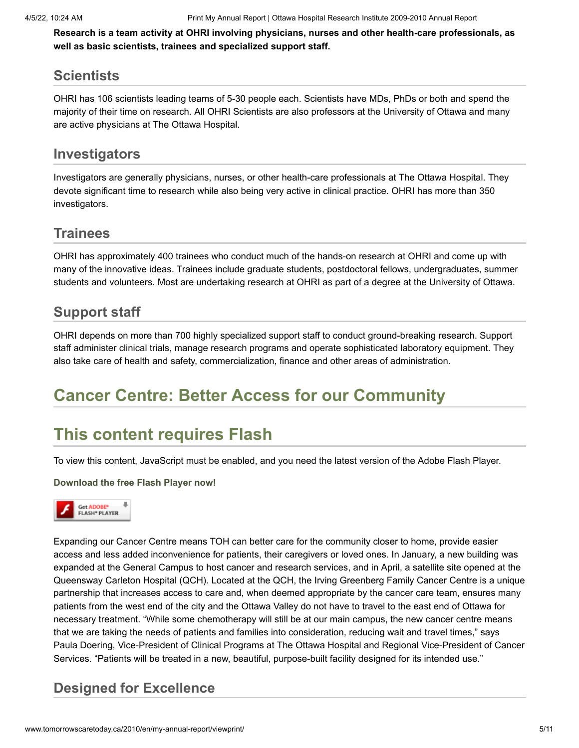**Research is a team activity at OHRI involving physicians, nurses and other health-care professionals, as well as basic scientists, trainees and specialized support staff.**

## Scientists

OHRI has 106 scientists leading teams of 5-30 people each. Scientists have MDs, PhDs or both and spend the majority of their time on research. All OHRI Scientists are also professors at the University of Ottawa and many are active physicians at The Ottawa Hospital.

## Investigators

Investigators are generally physicians, nurses, or other health-care professionals at The Ottawa Hospital. They devote significant time to research while also being very active in clinical practice. OHRI has more than 350 investigators.

## Trainees

OHRI has approximately 400 trainees who conduct much of the hands-on research at OHRI and come up with many of the innovative ideas. Trainees include graduate students, postdoctoral fellows, undergraduates, summer students and volunteers. Most are undertaking research at OHRI as part of a degree at the University of Ottawa.

## Support staff

OHRI depends on more than 700 highly specialized support staff to conduct ground-breaking research. Support staff administer clinical trials, manage research programs and operate sophisticated laboratory equipment. They also take care of health and safety, commercialization, finance and other areas of administration.

# Cancer Centre: Better Access for our Community

# This content requires Flash

To view this content, JavaScript must be enabled, and you need the latest version of the Adobe Flash Player.

**Download the free Flash Player now!**

Get ADOBE® FLASH® PLAYER

Expanding our Cancer Centre means TOH can better care for the community closer to home, provide easier access and less added inconvenience for patients, their caregivers or loved ones. In January, a new building was expanded at the General Campus to host cancer and research services, and in April, a satellite site opened at the Queensway Carleton Hospital (QCH). Located at the QCH, the Irving Greenberg Family Cancer Centre is a unique partnership that increases access to care and, when deemed appropriate by the cancer care team, ensures many patients from the west end of the city and the Ottawa Valley do not have to travel to the east end of Ottawa for necessary treatment. "While some chemotherapy will still be at our main campus, the new cancer centre means that we are taking the needs of patients and families into consideration, reducing wait and travel times," says Paula Doering, Vice-President of Clinical Programs at The Ottawa Hospital and Regional Vice-President of Cancer Services. "Patients will be treated in a new, beautiful, purpose-built facility designed for its intended use."

## Designed for Excellence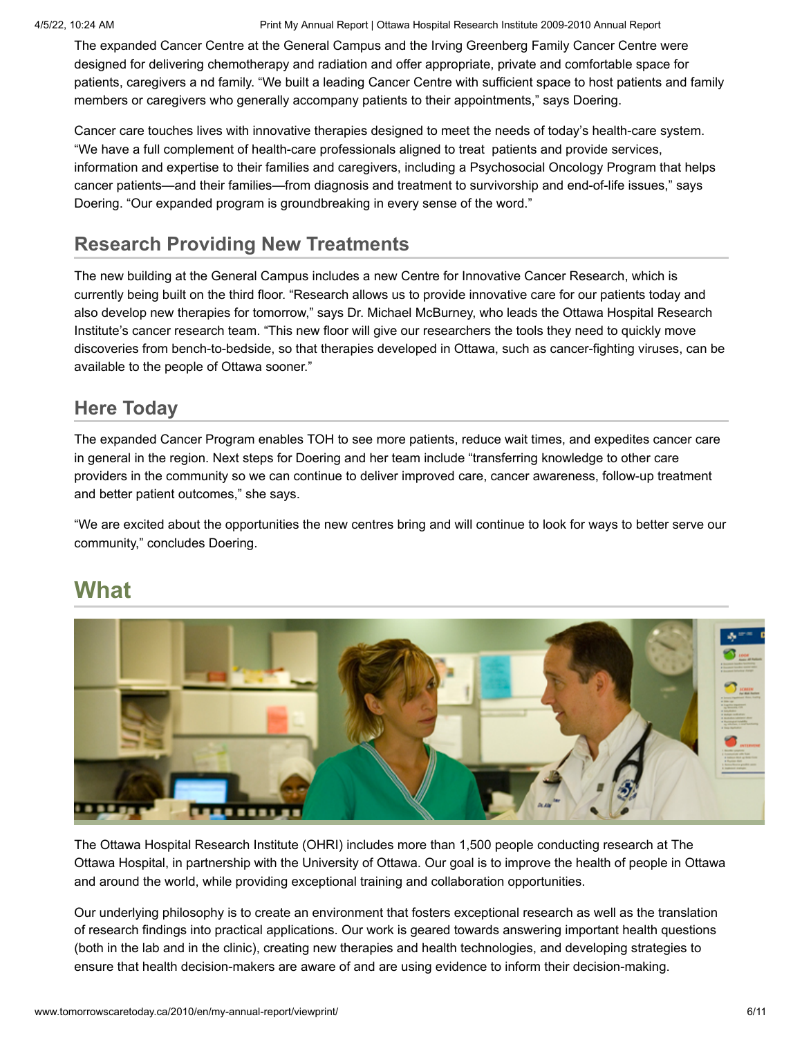The expanded Cancer Centre at the General Campus and the Irving Greenberg Family Cancer Centre were designed for delivering chemotherapy and radiation and offer appropriate, private and comfortable space for patients, caregivers a nd family. "We built a leading Cancer Centre with sufficient space to host patients and family members or caregivers who generally accompany patients to their appointments," says Doering.

Cancer care touches lives with innovative therapies designed to meet the needs of today's health-care system. "We have a full complement of health-care professionals aligned to treat patients and provide services, information and expertise to their families and caregivers, including a Psychosocial Oncology Program that helps cancer patients—and their families—from diagnosis and treatment to survivorship and end-of-life issues," says Doering. "Our expanded program is groundbreaking in every sense of the word."

## Research Providing New Treatments

The new building at the General Campus includes a new Centre for Innovative Cancer Research, which is currently being built on the third floor. "Research allows us to provide innovative care for our patients today and also develop new therapies for tomorrow," says Dr. Michael McBurney, who leads the Ottawa Hospital Research Institute's cancer research team. "This new floor will give our researchers the tools they need to quickly move discoveries from bench-to-bedside, so that therapies developed in Ottawa, such as cancer-fighting viruses, can be available to the people of Ottawa sooner."

## Here Today

The expanded Cancer Program enables TOH to see more patients, reduce wait times, and expedites cancer care in general in the region. Next steps for Doering and her team include "transferring knowledge to other care providers in the community so we can continue to deliver improved care, cancer awareness, follow-up treatment and better patient outcomes," she says.

"We are excited about the opportunities the new centres bring and will continue to look for ways to better serve our community," concludes Doering.

# What

The Ottawa Hospital Research Institute (OHRI) includes more than 1,500 people conducting research at The Ottawa Hospital, in partnership with the University of Ottawa. Our goal is to improve the health of people in Ottawa and around the world, while providing exceptional training and collaboration opportunities.

Our underlying philosophy is to create an environment that fosters exceptional research as well as the translation of research findings into practical applications. Our work is geared towards answering important health questions (both in the lab and in the clinic), creating new therapies and health technologies, and developing strategies to ensure that health decision-makers are aware of and are using evidence to inform their decision-making.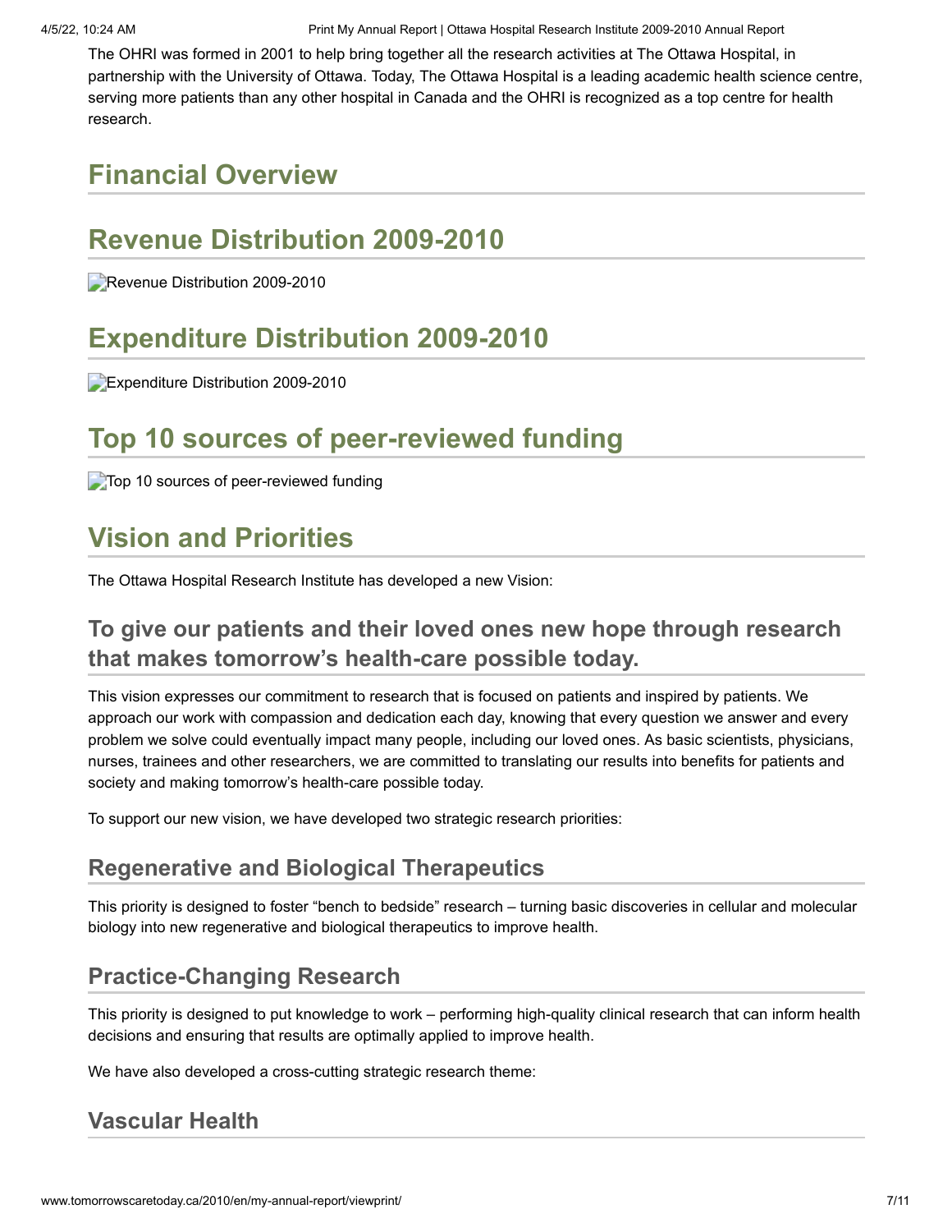The OHRI was formed in 2001 to help bring together all the research activities at The Ottawa Hospital, in partnership with the University of Ottawa. Today, The Ottawa Hospital is a leading academic health science centre, serving more patients than any other hospital in Canada and the OHRI is recognized as a top centre for health research.

## Financial Overview

## Revenue Distribution 2009-2010

Revenue Distribution 2009-2010

## Expenditure Distribution 2009-2010

Expenditure Distribution 2009-2010

## Top 10 sources of peer-reviewed funding

Top 10 sources of peer-reviewed funding

## Vision and Priorities

The Ottawa Hospital Research Institute has developed a new Vision:

### To give our patients and their loved ones new hope through research that makes tomorrow's health-care possible today.

This vision expresses our commitment to research that is focused on patients and inspired by patients. We approach our work with compassion and dedication each day, knowing that every question we answer and every problem we solve could eventually impact many people, including our loved ones. As basic scientists, physicians, nurses, trainees and other researchers, we are committed to translating our results into benefits for patients and society and making tomorrow's health-care possible today.

To support our new vision, we have developed two strategic research priorities:

#### Regenerative and Biological Therapeutics

This priority is designed to foster "bench to bedside" research – turning basic discoveries in cellular and molecular biology into new regenerative and biological therapeutics to improve health.

#### Practice-Changing Research

This priority is designed to put knowledge to work – performing high-quality clinical research that can inform health decisions and ensuring that results are optimally applied to improve health.

We have also developed a cross-cutting strategic research theme:

#### Vascular Health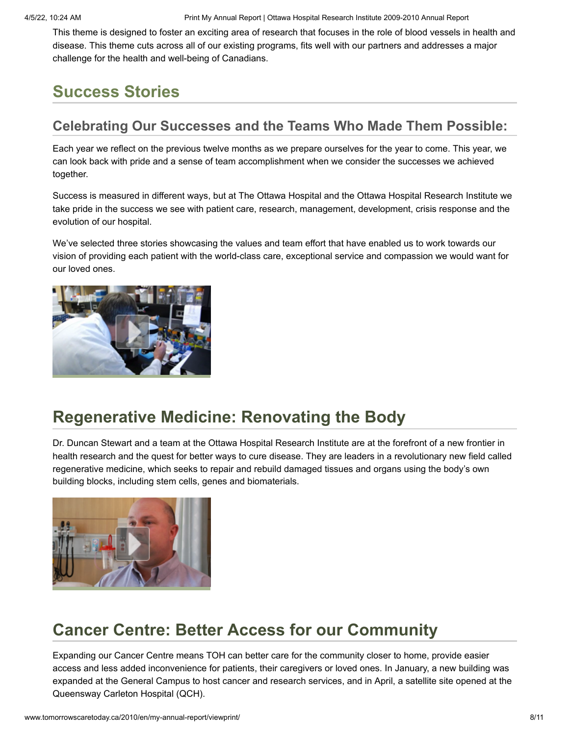This theme is designed to foster an exciting area of research that focuses in the role of blood vessels in health and disease. This theme cuts across all of our existing programs, fits well with our partners and addresses a major challenge for the health and well-being of Canadians.

## Success Stories

### Celebrating Our Successes and the Teams Who Made Them Possible:

Each year we reflect on the previous twelve months as we prepare ourselves for the year to come. This year, we can look back with pride and a sense of team accomplishment when we consider the successes we achieved together.

Success is measured in different ways, but at The Ottawa Hospital and the Ottawa Hospital Research Institute we take pride in the success we see with patient care, research, management, development, crisis response and the evolution of our hospital.

We've selected three stories showcasing the values and team effort that have enabled us to work towards our vision of providing each patient with the world-class care, exceptional service and compassion we would want for our loved ones.

## Regenerative Medicine: Renovating the Body

Dr. Duncan Stewart and a team at the Ottawa Hospital Research Institute are at the forefront of a new frontier in health research and the quest for better ways to cure disease. They are leaders in a revolutionary new field called regenerative medicine, which seeks to repair and rebuild damaged tissues and organs using the body's own building blocks, including stem cells, genes and biomaterials.

## Cancer Centre: Better Access for our Community

Expanding our Cancer Centre means TOH can better care for the community closer to home, provide easier access and less added inconvenience for patients, their caregivers or loved ones. In January, a new building was expanded at the General Campus to host cancer and research services, and in April, a satellite site opened at the Queensway Carleton Hospital (QCH).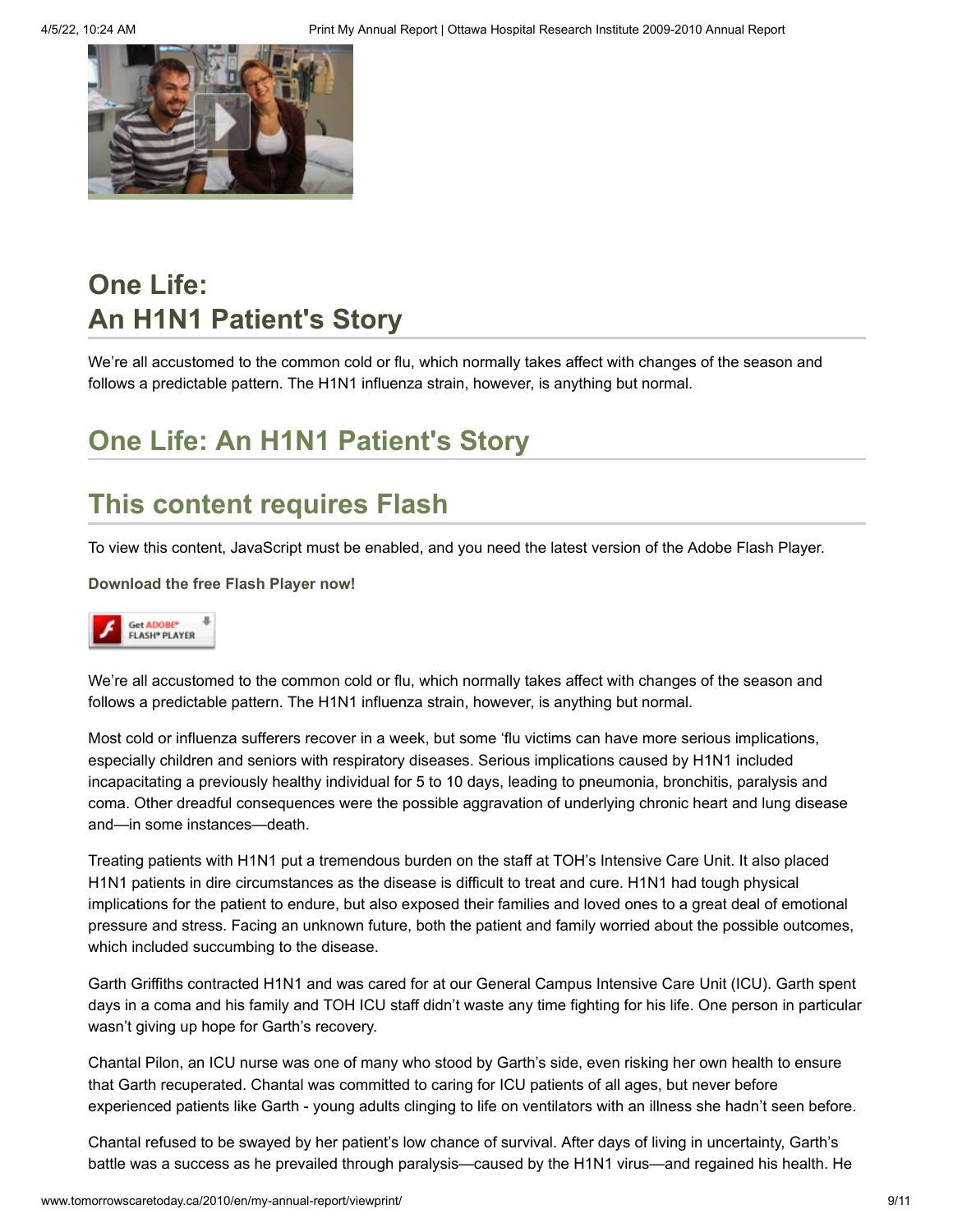# One Life: An H1N1 Patient's Story

We're all accustomed to the common cold or flu, which normally takes affect with changes of the season and follows a predictable pattern. The H1N1 influenza strain, however, is anything but normal.

## One Life: An H1N1 Patient's Story

## This content requires Flash

To view this content, JavaScript must be enabled, and you need the latest version of the Adobe Flash Player.

**Download the free Flash Player now!**

Get ADOBE® FLASH® PLAYER

We're all accustomed to the common cold or flu, which normally takes affect with changes of the season and follows a predictable pattern. The H1N1 influenza strain, however, is anything but normal.

Most cold or influenza sufferers recover in a week, but some 'flu victims can have more serious implications, especially children and seniors with respiratory diseases. Serious implications caused by H1N1 included incapacitating a previously healthy individual for 5 to 10 days, leading to pneumonia, bronchitis, paralysis and coma. Other dreadful consequences were the possible aggravation of underlying chronic heart and lung disease and—in some instances—death.

Treating patients with H1N1 put a tremendous burden on the staff at TOH's Intensive Care Unit. It also placed H1N1 patients in dire circumstances as the disease is difficult to treat and cure. H1N1 had tough physical implications for the patient to endure, but also exposed their families and loved ones to a great deal of emotional pressure and stress. Facing an unknown future, both the patient and family worried about the possible outcomes, which included succumbing to the disease.

Garth Griffiths contracted H1N1 and was cared for at our General Campus Intensive Care Unit (ICU). Garth spent days in a coma and his family and TOH ICU staff didn't waste any time fighting for his life. One person in particular wasn't giving up hope for Garth's recovery.

Chantal Pilon, an ICU nurse was one of many who stood by Garth's side, even risking her own health to ensure that Garth recuperated. Chantal was committed to caring for ICU patients of all ages, but never before experienced patients like Garth - young adults clinging to life on ventilators with an illness she hadn't seen before.

Chantal refused to be swayed by her patient's low chance of survival. After days of living in uncertainty, Garth's battle was a success as he prevailed through paralysis—caused by the H1N1 virus—and regained his health. He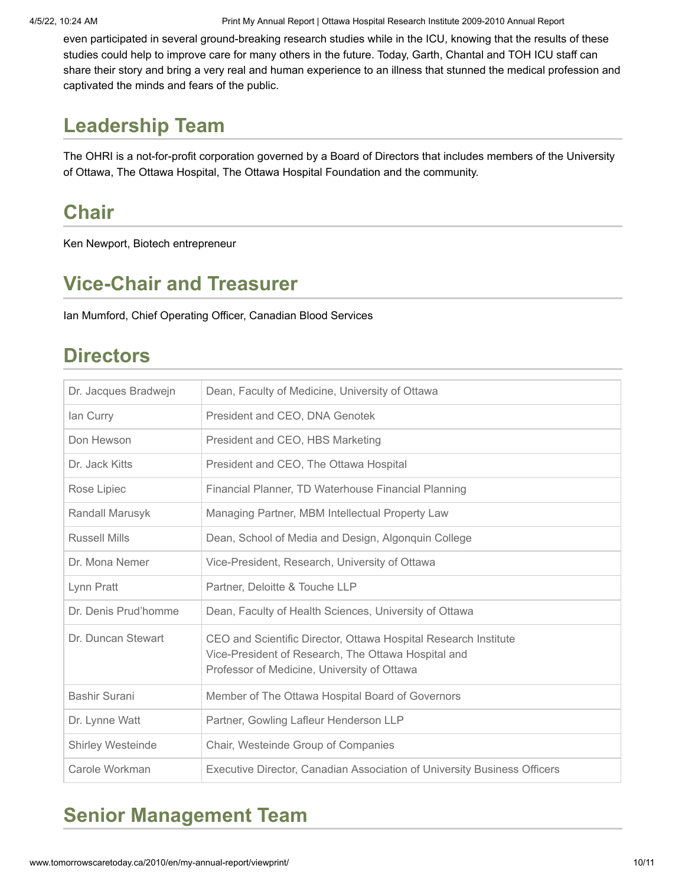even participated in several ground-breaking research studies while in the ICU, knowing that the results of these studies could help to improve care for many others in the future. Today, Garth, Chantal and TOH ICU staff can share their story and bring a very real and human experience to an illness that stunned the medical profession and captivated the minds and fears of the public.

## Leadership Team

The OHRI is a not-for-profit corporation governed by a Board of Directors that includes members of the University of Ottawa, The Ottawa Hospital, The Ottawa Hospital Foundation and the community.

## Chair

Ken Newport, Biotech entrepreneur

## Vice-Chair and Treasurer

Ian Mumford, Chief Operating Officer, Canadian Blood Services

## Directors

| | |
|---|---|
| Dr. Jacques Bradwejn | Dean, Faculty of Medicine, University of Ottawa |
| Ian Curry | President and CEO, DNA Genotek |
| Don Hewson | President and CEO, HBS Marketing |
| Dr. Jack Kitts | President and CEO, The Ottawa Hospital |
| Rose Lipiec | Financial Planner, TD Waterhouse Financial Planning |
| Randall Marusyk | Managing Partner, MBM Intellectual Property Law |
| Russell Mills | Dean, School of Media and Design, Algonquin College |
| Dr. Mona Nemer | Vice-President, Research, University of Ottawa |
| Lynn Pratt | Partner, Deloitte & Touche LLP |
| Dr. Denis Prud'homme | Dean, Faculty of Health Sciences, University of Ottawa |
| Dr. Duncan Stewart | CEO and Scientific Director, Ottawa Hospital Research Institute<br>Vice-President of Research, The Ottawa Hospital and<br>Professor of Medicine, University of Ottawa |
| Bashir Surani | Member of The Ottawa Hospital Board of Governors |
| Dr. Lynne Watt | Partner, Gowling Lafleur Henderson LLP |
| Shirley Westeinde | Chair, Westeinde Group of Companies |
| Carole Workman | Executive Director, Canadian Association of University Business Officers |

## Senior Management Team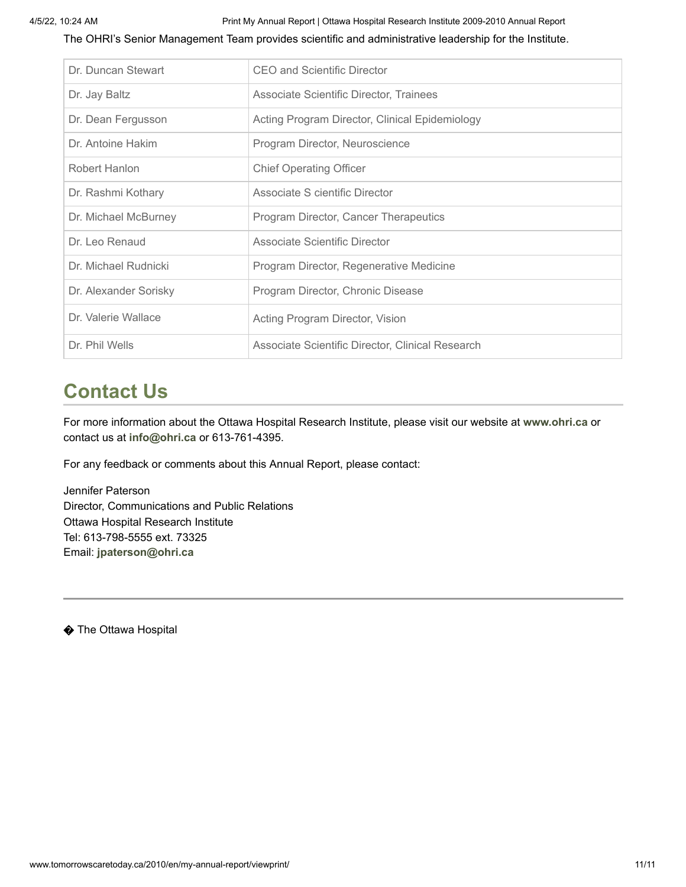The OHRI's Senior Management Team provides scientific and administrative leadership for the Institute.

| | |
|---|---|
| Dr. Duncan Stewart | CEO and Scientific Director |
| Dr. Jay Baltz | Associate Scientific Director, Trainees |
| Dr. Dean Fergusson | Acting Program Director, Clinical Epidemiology |
| Dr. Antoine Hakim | Program Director, Neuroscience |
| Robert Hanlon | Chief Operating Officer |
| Dr. Rashmi Kothary | Associate S cientific Director |
| Dr. Michael McBurney | Program Director, Cancer Therapeutics |
| Dr. Leo Renaud | Associate Scientific Director |
| Dr. Michael Rudnicki | Program Director, Regenerative Medicine |
| Dr. Alexander Sorisky | Program Director, Chronic Disease |
| Dr. Valerie Wallace | Acting Program Director, Vision |
| Dr. Phil Wells | Associate Scientific Director, Clinical Research |

## Contact Us

For more information about the Ottawa Hospital Research Institute, please visit our website at **www.ohri.ca** or contact us at **info@ohri.ca** or 613-761-4395.

For any feedback or comments about this Annual Report, please contact:

Jennifer Paterson
Director, Communications and Public Relations
Ottawa Hospital Research Institute
Tel: 613-798-5555 ext. 73325
Email: **jpaterson@ohri.ca**

� The Ottawa Hospital